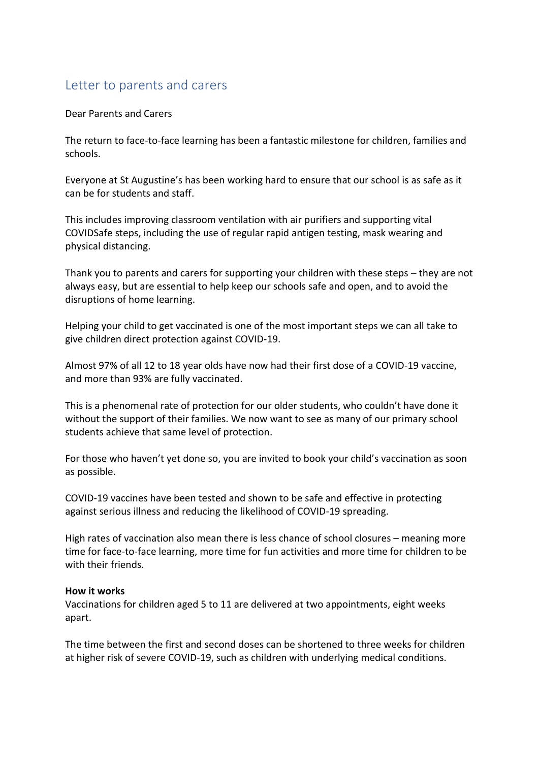# Letter to parents and carers

Dear Parents and Carers

The return to face-to-face learning has been a fantastic milestone for children, families and schools.

Everyone at St Augustine's has been working hard to ensure that our school is as safe as it can be for students and staff.

This includes improving classroom ventilation with air purifiers and supporting vital COVIDSafe steps, including the use of regular rapid antigen testing, mask wearing and physical distancing.

Thank you to parents and carers for supporting your children with these steps – they are not always easy, but are essential to help keep our schools safe and open, and to avoid the disruptions of home learning.

Helping your child to get vaccinated is one of the most important steps we can all take to give children direct protection against COVID-19.

Almost 97% of all 12 to 18 year olds have now had their first dose of a COVID-19 vaccine, and more than 93% are fully vaccinated.

This is a phenomenal rate of protection for our older students, who couldn't have done it without the support of their families. We now want to see as many of our primary school students achieve that same level of protection.

For those who haven't yet done so, you are invited to book your child's vaccination as soon as possible.

COVID-19 vaccines have been tested and shown to be safe and effective in protecting against serious illness and reducing the likelihood of COVID-19 spreading.

High rates of vaccination also mean there is less chance of school closures – meaning more time for face-to-face learning, more time for fun activities and more time for children to be with their friends.

**How it works**

Vaccinations for children aged 5 to 11 are delivered at two appointments, eight weeks apart.

The time between the first and second doses can be shortened to three weeks for children at higher risk of severe COVID-19, such as children with underlying medical conditions.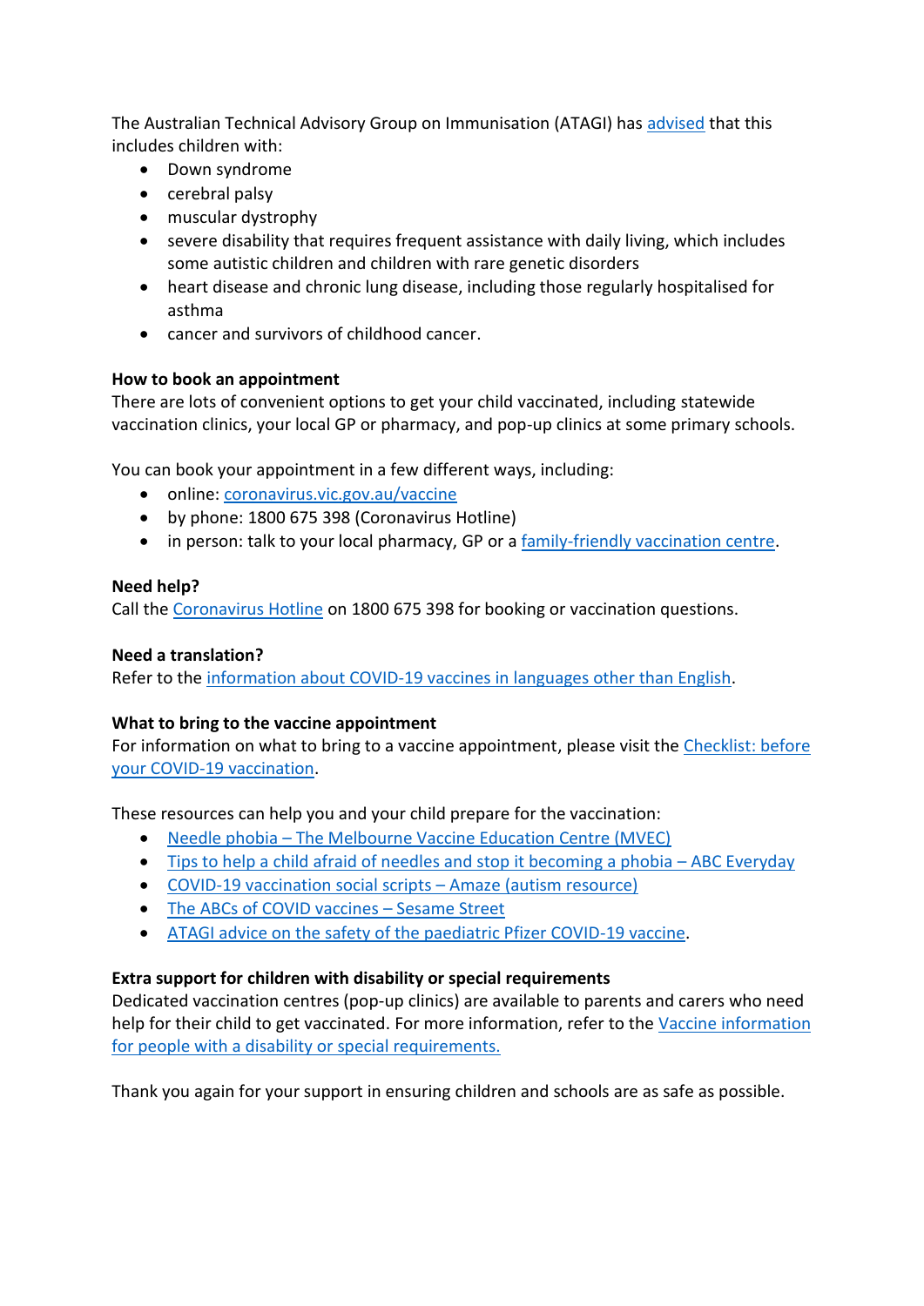The Australian Technical Advisory Group on Immunisation (ATAGI) has advised that this includes children with:

- Down syndrome
- cerebral palsy
- muscular dystrophy
- severe disability that requires frequent assistance with daily living, which includes some autistic children and children with rare genetic disorders
- heart disease and chronic lung disease, including those regularly hospitalised for asthma
- cancer and survivors of childhood cancer.

**How to book an appointment**

There are lots of convenient options to get your child vaccinated, including statewide vaccination clinics, your local GP or pharmacy, and pop-up clinics at some primary schools.

You can book your appointment in a few different ways, including:

- online: coronavirus.vic.gov.au/vaccine
- by phone: 1800 675 398 (Coronavirus Hotline)
- in person: talk to your local pharmacy, GP or a family-friendly vaccination centre.

**Need help?**

Call the Coronavirus Hotline on 1800 675 398 for booking or vaccination questions.

**Need a translation?**

Refer to the information about COVID-19 vaccines in languages other than English.

**What to bring to the vaccine appointment**

For information on what to bring to a vaccine appointment, please visit the Checklist: before your COVID-19 vaccination.

These resources can help you and your child prepare for the vaccination:

- Needle phobia – The Melbourne Vaccine Education Centre (MVEC)
- Tips to help a child afraid of needles and stop it becoming a phobia – ABC Everyday
- COVID-19 vaccination social scripts – Amaze (autism resource)
- The ABCs of COVID vaccines – Sesame Street
- ATAGI advice on the safety of the paediatric Pfizer COVID-19 vaccine.

**Extra support for children with disability or special requirements**

Dedicated vaccination centres (pop-up clinics) are available to parents and carers who need help for their child to get vaccinated. For more information, refer to the Vaccine information for people with a disability or special requirements.

Thank you again for your support in ensuring children and schools are as safe as possible.